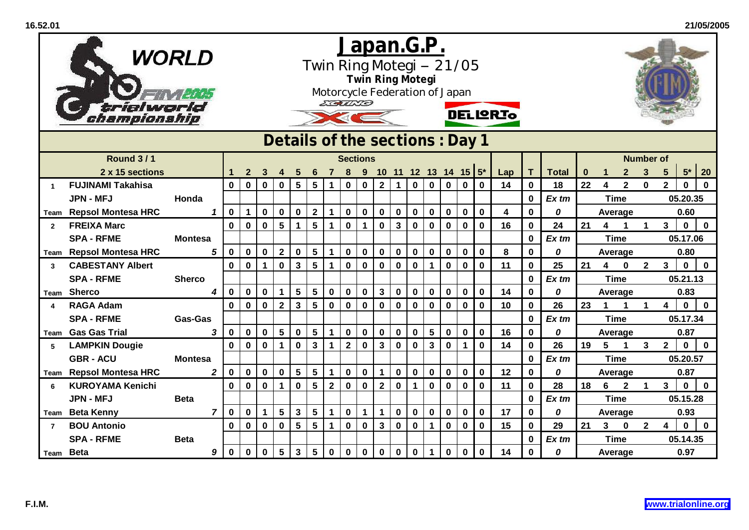# Japan.G.P.

Twin Ring Motegi – 21/05

**Twin Ring Motegi**

Motorcycle Federation of Japan

## Details of the sections : Day 1

| Round 3 / 1 | | | Sections | | | | | | | | | | | | | | | | | | | Number of | | | | | | |
|---|---|---|---|---|---|---|---|---|---|---|---|---|---|---|---|---|---|---|---|---|---|---|---|---|---|---|---|---|
| 2 x 15 sections | | | 1 | 2 | 3 | 4 | 5 | 6 | 7 | 8 | 9 | 10 | 11 | 12 | 13 | 14 | 15 | 5* | Lap | T | Total | 0 | 1 | 2 | 3 | 5 | 5* | 20 |
| 1 | **FUJINAMI Takahisa** | | 0 | 0 | 0 | 0 | 5 | 5 | 1 | 0 | 0 | 2 | 1 | 0 | 0 | 0 | 0 | 0 | 14 | 0 | 18 | 22 | 4 | 2 | 0 | 2 | 0 | 0 |
| | JPN - MFJ | Honda | | | | | | | | | | | | | | | | | | 0 | Ex tm | Time | | | | | 05.20.35 | |
| Team | Repsol Montesa HRC | 1 | 0 | 1 | 0 | 0 | 0 | 2 | 1 | 0 | 0 | 0 | 0 | 0 | 0 | 0 | 0 | 0 | 4 | 0 | 0 | Average | | | | | 0.60 | |
| 2 | **FREIXA Marc** | | 0 | 0 | 0 | 5 | 1 | 5 | 1 | 0 | 1 | 0 | 3 | 0 | 0 | 0 | 0 | 0 | 16 | 0 | 24 | 21 | 4 | 1 | 1 | 3 | 0 | 0 |
| | SPA - RFME | Montesa | | | | | | | | | | | | | | | | | | 0 | Ex tm | Time | | | | | 05.17.06 | |
| Team | Repsol Montesa HRC | 5 | 0 | 0 | 0 | 2 | 0 | 5 | 1 | 0 | 0 | 0 | 0 | 0 | 0 | 0 | 0 | 0 | 8 | 0 | 0 | Average | | | | | 0.80 | |
| 3 | **CABESTANY Albert** | | 0 | 0 | 1 | 0 | 3 | 5 | 1 | 0 | 0 | 0 | 0 | 0 | 1 | 0 | 0 | 0 | 11 | 0 | 25 | 21 | 4 | 0 | 2 | 3 | 0 | 0 |
| | SPA - RFME | Sherco | | | | | | | | | | | | | | | | | | 0 | Ex tm | Time | | | | | 05.21.13 | |
| Team | Sherco | 4 | 0 | 0 | 0 | 1 | 5 | 5 | 0 | 0 | 0 | 3 | 0 | 0 | 0 | 0 | 0 | 0 | 14 | 0 | 0 | Average | | | | | 0.83 | |
| 4 | **RAGA Adam** | | 0 | 0 | 0 | 2 | 3 | 5 | 0 | 0 | 0 | 0 | 0 | 0 | 0 | 0 | 0 | 0 | 10 | 0 | 26 | 23 | 1 | 1 | 1 | 4 | 0 | 0 |
| | SPA - RFME | Gas-Gas | | | | | | | | | | | | | | | | | | 0 | Ex tm | Time | | | | | 05.17.34 | |
| Team | Gas Gas Trial | 3 | 0 | 0 | 0 | 5 | 0 | 5 | 1 | 0 | 0 | 0 | 0 | 0 | 5 | 0 | 0 | 0 | 16 | 0 | 0 | Average | | | | | 0.87 | |
| 5 | **LAMPKIN Dougie** | | 0 | 0 | 0 | 1 | 0 | 3 | 1 | 2 | 0 | 3 | 0 | 0 | 3 | 0 | 1 | 0 | 14 | 0 | 26 | 19 | 5 | 1 | 3 | 2 | 0 | 0 |
| | GBR - ACU | Montesa | | | | | | | | | | | | | | | | | | 0 | Ex tm | Time | | | | | 05.20.57 | |
| Team | Repsol Montesa HRC | 2 | 0 | 0 | 0 | 0 | 5 | 5 | 1 | 0 | 0 | 1 | 0 | 0 | 0 | 0 | 0 | 0 | 12 | 0 | 0 | Average | | | | | 0.87 | |
| 6 | **KUROYAMA Kenichi** | | 0 | 0 | 0 | 1 | 0 | 5 | 2 | 0 | 0 | 2 | 0 | 1 | 0 | 0 | 0 | 0 | 11 | 0 | 28 | 18 | 6 | 2 | 1 | 3 | 0 | 0 |
| | JPN - MFJ | Beta | | | | | | | | | | | | | | | | | | 0 | Ex tm | Time | | | | | 05.15.28 | |
| Team | Beta Kenny | 7 | 0 | 0 | 1 | 5 | 3 | 5 | 1 | 0 | 1 | 1 | 0 | 0 | 0 | 0 | 0 | 0 | 17 | 0 | 0 | Average | | | | | 0.93 | |
| 7 | **BOU Antonio** | | 0 | 0 | 0 | 0 | 5 | 5 | 1 | 0 | 0 | 3 | 0 | 0 | 1 | 0 | 0 | 0 | 15 | 0 | 29 | 21 | 3 | 0 | 2 | 4 | 0 | 0 |
| | SPA - RFME | Beta | | | | | | | | | | | | | | | | | | 0 | Ex tm | Time | | | | | 05.14.35 | |
| Team | Beta | 9 | 0 | 0 | 0 | 5 | 3 | 5 | 0 | 0 | 0 | 0 | 0 | 0 | 1 | 0 | 0 | 0 | 14 | 0 | 0 | Average | | | | | 0.97 | |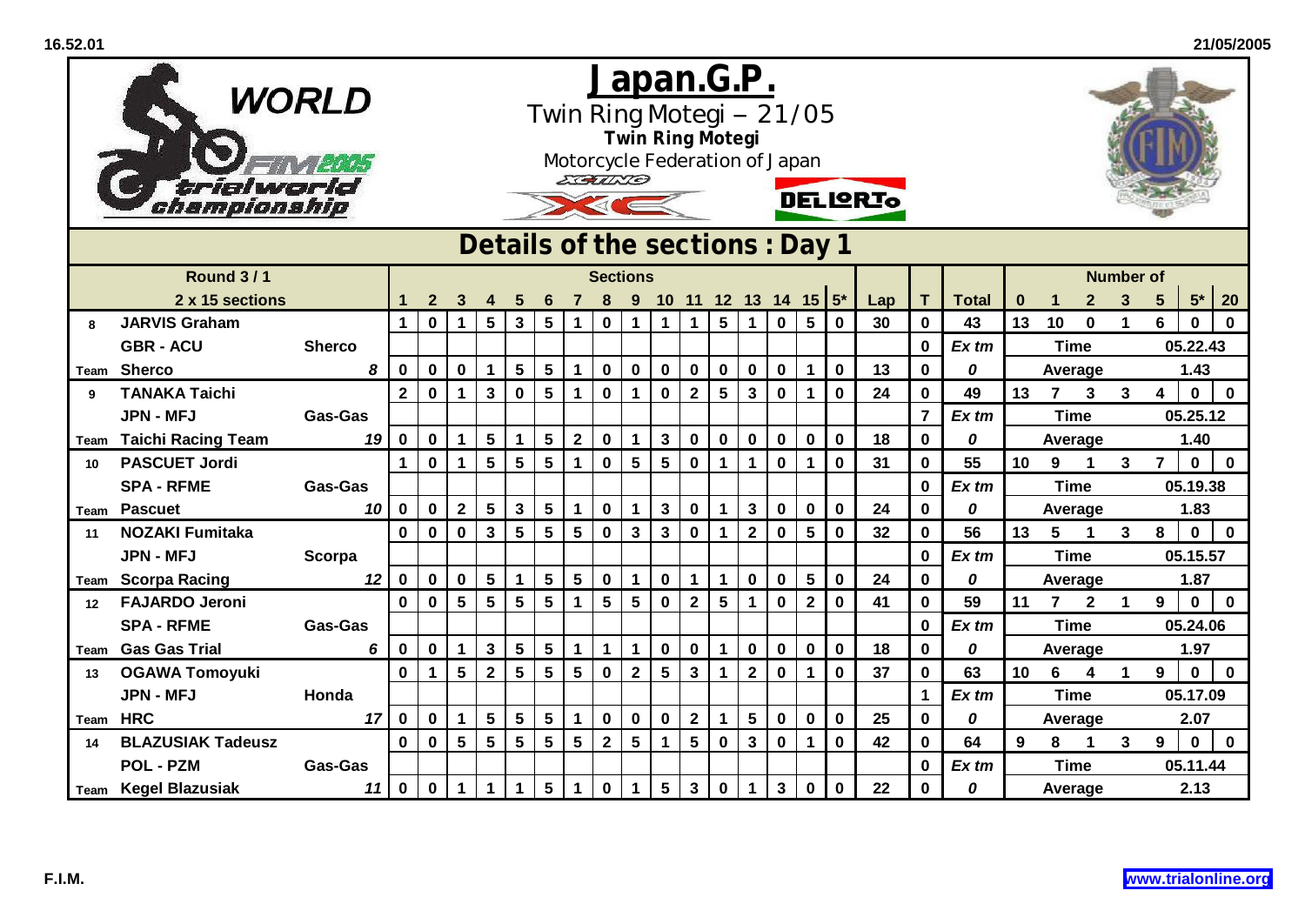# Japan.G.P.

Twin Ring Motegi – 21/05

**Twin Ring Motegi**

Motorcycle Federation of Japan

## Details of the sections : Day 1

| Round 3 / 1 | | | | | | | | | | | | | | | | | | | | | | | | | | | | | |
|---|---|---|---|---|---|---|---|---|---|---|---|---|---|---|---|---|---|---|---|---|---|---|---|---|---|---|---|---|---|
| | 2 x 15 sections | | | 1 | 2 | 3 | 4 | 5 | 6 | 7 | 8 | 9 | 10 | 11 | 12 | 13 | 14 | 15 | 5* | Lap | T | Total | 0 | 1 | 2 | 3 | 5 | 5* | 20 |
| 8 | JARVIS Graham | | | 1 | 0 | 1 | 5 | 3 | 5 | 1 | 0 | 1 | 1 | 1 | 5 | 1 | 0 | 5 | 0 | 30 | 0 | 43 | 13 | 10 | 0 | 1 | 6 | 0 | 0 |
| | GBR - ACU | Sherco | | | | | | | | | | | | | | | | | | | 0 | Ex tm | Time | | | | 05.22.43 | | |
| Team | Sherco | | 8 | 0 | 0 | 0 | 1 | 5 | 5 | 1 | 0 | 0 | 0 | 0 | 0 | 0 | 0 | 1 | 0 | 13 | 0 | 0 | Average | | | | 1.43 | | |
| 9 | TANAKA Taichi | | | 2 | 0 | 1 | 3 | 0 | 5 | 1 | 0 | 1 | 0 | 2 | 5 | 3 | 0 | 1 | 0 | 24 | 0 | 49 | 13 | 7 | 3 | 3 | 4 | 0 | 0 |
| | JPN - MFJ | Gas-Gas | | | | | | | | | | | | | | | | | | | 7 | Ex tm | Time | | | | 05.25.12 | | |
| Team | Taichi Racing Team | | 19 | 0 | 0 | 1 | 5 | 1 | 5 | 2 | 0 | 1 | 3 | 0 | 0 | 0 | 0 | 0 | 0 | 18 | 0 | 0 | Average | | | | 1.40 | | |
| 10 | PASCUET Jordi | | | 1 | 0 | 1 | 5 | 5 | 5 | 1 | 0 | 5 | 5 | 0 | 1 | 1 | 0 | 1 | 0 | 31 | 0 | 55 | 10 | 9 | 1 | 3 | 7 | 0 | 0 |
| | SPA - RFME | Gas-Gas | | | | | | | | | | | | | | | | | | | 0 | Ex tm | Time | | | | 05.19.38 | | |
| Team | Pascuet | | 10 | 0 | 0 | 2 | 5 | 3 | 5 | 1 | 0 | 1 | 3 | 0 | 1 | 3 | 0 | 0 | 0 | 24 | 0 | 0 | Average | | | | 1.83 | | |
| 11 | NOZAKI Fumitaka | | | 0 | 0 | 0 | 3 | 5 | 5 | 5 | 0 | 3 | 3 | 0 | 1 | 2 | 0 | 5 | 0 | 32 | 0 | 56 | 13 | 5 | 1 | 3 | 8 | 0 | 0 |
| | JPN - MFJ | Scorpa | | | | | | | | | | | | | | | | | | | 0 | Ex tm | Time | | | | 05.15.57 | | |
| Team | Scorpa Racing | | 12 | 0 | 0 | 0 | 5 | 1 | 5 | 5 | 0 | 1 | 0 | 1 | 1 | 0 | 0 | 5 | 0 | 24 | 0 | 0 | Average | | | | 1.87 | | |
| 12 | FAJARDO Jeroni | | | 0 | 0 | 5 | 5 | 5 | 5 | 1 | 5 | 5 | 0 | 2 | 5 | 1 | 0 | 2 | 0 | 41 | 0 | 59 | 11 | 7 | 2 | 1 | 9 | 0 | 0 |
| | SPA - RFME | Gas-Gas | | | | | | | | | | | | | | | | | | | 0 | Ex tm | Time | | | | 05.24.06 | | |
| Team | Gas Gas Trial | | 6 | 0 | 0 | 1 | 3 | 5 | 5 | 1 | 1 | 1 | 0 | 0 | 1 | 0 | 0 | 0 | 0 | 18 | 0 | 0 | Average | | | | 1.97 | | |
| 13 | OGAWA Tomoyuki | | | 0 | 1 | 5 | 2 | 5 | 5 | 5 | 0 | 2 | 5 | 3 | 1 | 2 | 0 | 1 | 0 | 37 | 0 | 63 | 10 | 6 | 4 | 1 | 9 | 0 | 0 |
| | JPN - MFJ | Honda | | | | | | | | | | | | | | | | | | | 1 | Ex tm | Time | | | | 05.17.09 | | |
| Team | HRC | | 17 | 0 | 0 | 1 | 5 | 5 | 5 | 1 | 0 | 0 | 0 | 2 | 1 | 5 | 0 | 0 | 0 | 25 | 0 | 0 | Average | | | | 2.07 | | |
| 14 | BLAZUSIAK Tadeusz | | | 0 | 0 | 5 | 5 | 5 | 5 | 5 | 2 | 5 | 1 | 5 | 0 | 3 | 0 | 1 | 0 | 42 | 0 | 64 | 9 | 8 | 1 | 3 | 9 | 0 | 0 |
| | POL - PZM | Gas-Gas | | | | | | | | | | | | | | | | | | | 0 | Ex tm | Time | | | | 05.11.44 | | |
| Team | Kegel Blazusiak | | 11 | 0 | 0 | 1 | 1 | 1 | 5 | 1 | 0 | 1 | 5 | 3 | 0 | 1 | 3 | 0 | 0 | 22 | 0 | 0 | Average | | | | 2.13 | | |

F.I.M.

www.trialonline.org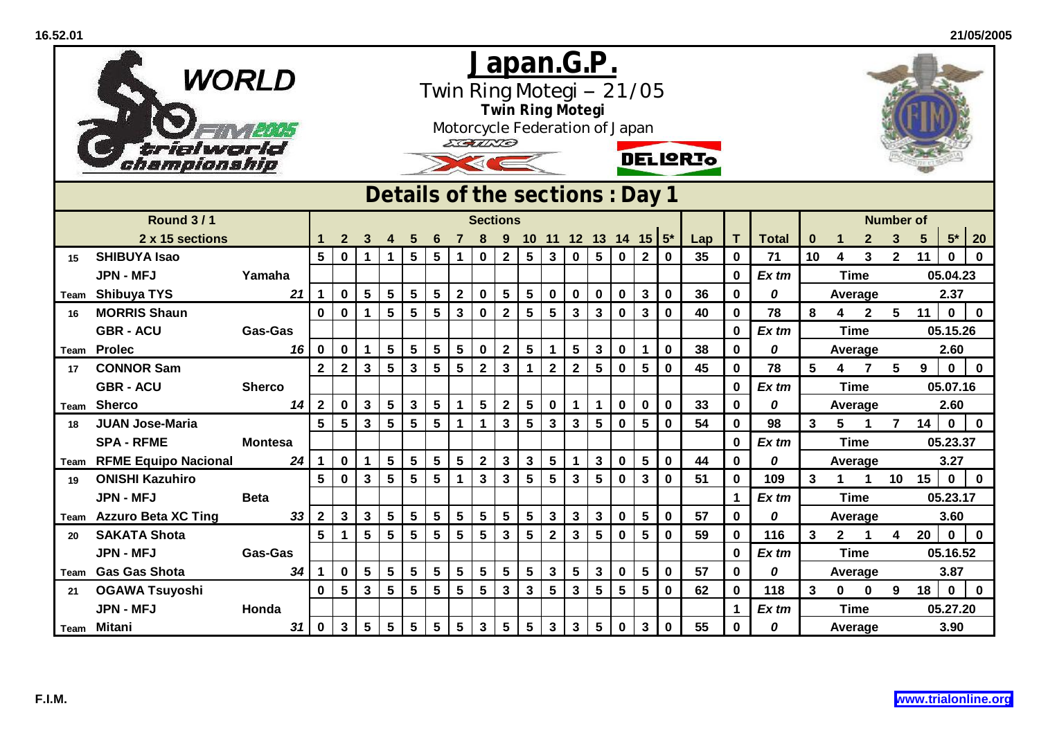# Japan.G.P.

Twin Ring Motegi – 21/05

**Twin Ring Motegi**

Motorcycle Federation of Japan

## Details of the sections : Day 1

| Round 3 / 1 | | | Sections | | | | | | | | | | | | | | | | | | | Number of | | | | | | |
|---|---|---|---|---|---|---|---|---|---|---|---|---|---|---|---|---|---|---|---|---|---|---|---|---|---|---|---|---|
| 2 x 15 sections | | | 1 | 2 | 3 | 4 | 5 | 6 | 7 | 8 | 9 | 10 | 11 | 12 | 13 | 14 | 15 | 5* | Lap | T | Total | 0 | 1 | 2 | 3 | 5 | 5* | 20 |
| 15 | SHIBUYA Isao | | 5 | 0 | 1 | 1 | 5 | 5 | 1 | 0 | 2 | 5 | 3 | 0 | 5 | 0 | 2 | 0 | 35 | 0 | 71 | 10 | 4 | 3 | 2 | 11 | 0 | 0 |
| | JPN - MFJ | Yamaha | | | | | | | | | | | | | | | | | | 0 | Ex tm | Time | | | | | 05.04.23 | |
| Team | Shibuya TYS | 21 | 1 | 0 | 5 | 5 | 5 | 5 | 2 | 0 | 5 | 5 | 0 | 0 | 0 | 0 | 3 | 0 | 36 | 0 | 0 | Average | | | | | 2.37 | |
| 16 | MORRIS Shaun | | 0 | 0 | 1 | 5 | 5 | 5 | 3 | 0 | 2 | 5 | 5 | 3 | 3 | 0 | 3 | 0 | 40 | 0 | 78 | 8 | 4 | 2 | 5 | 11 | 0 | 0 |
| | GBR - ACU | Gas-Gas | | | | | | | | | | | | | | | | | | 0 | Ex tm | Time | | | | | 05.15.26 | |
| Team | Prolec | 16 | 0 | 0 | 1 | 5 | 5 | 5 | 5 | 0 | 2 | 5 | 1 | 5 | 3 | 0 | 1 | 0 | 38 | 0 | 0 | Average | | | | | 2.60 | |
| 17 | CONNOR Sam | | 2 | 2 | 3 | 5 | 3 | 5 | 5 | 2 | 3 | 1 | 2 | 2 | 5 | 0 | 5 | 0 | 45 | 0 | 78 | 5 | 4 | 7 | 5 | 9 | 0 | 0 |
| | GBR - ACU | Sherco | | | | | | | | | | | | | | | | | | 0 | Ex tm | Time | | | | | 05.07.16 | |
| Team | Sherco | 14 | 2 | 0 | 3 | 5 | 3 | 5 | 1 | 5 | 2 | 5 | 0 | 1 | 1 | 0 | 0 | 0 | 33 | 0 | 0 | Average | | | | | 2.60 | |
| 18 | JUAN Jose-Maria | | 5 | 5 | 3 | 5 | 5 | 5 | 1 | 1 | 3 | 5 | 3 | 3 | 5 | 0 | 5 | 0 | 54 | 0 | 98 | 3 | 5 | 1 | 7 | 14 | 0 | 0 |
| | SPA - RFME | Montesa | | | | | | | | | | | | | | | | | | 0 | Ex tm | Time | | | | | 05.23.37 | |
| Team | RFME Equipo Nacional | 24 | 1 | 0 | 1 | 5 | 5 | 5 | 5 | 2 | 3 | 3 | 5 | 1 | 3 | 0 | 5 | 0 | 44 | 0 | 0 | Average | | | | | 3.27 | |
| 19 | ONISHI Kazuhiro | | 5 | 0 | 3 | 5 | 5 | 5 | 1 | 3 | 3 | 5 | 5 | 3 | 5 | 0 | 3 | 0 | 51 | 0 | 109 | 3 | 1 | 1 | 10 | 15 | 0 | 0 |
| | JPN - MFJ | Beta | | | | | | | | | | | | | | | | | | 1 | Ex tm | Time | | | | | 05.23.17 | |
| Team | Azzuro Beta XC Ting | 33 | 2 | 3 | 3 | 5 | 5 | 5 | 5 | 5 | 5 | 5 | 3 | 3 | 3 | 0 | 5 | 0 | 57 | 0 | 0 | Average | | | | | 3.60 | |
| 20 | SAKATA Shota | | 5 | 1 | 5 | 5 | 5 | 5 | 5 | 5 | 3 | 5 | 2 | 3 | 5 | 0 | 5 | 0 | 59 | 0 | 116 | 3 | 2 | 1 | 4 | 20 | 0 | 0 |
| | JPN - MFJ | Gas-Gas | | | | | | | | | | | | | | | | | | 0 | Ex tm | Time | | | | | 05.16.52 | |
| Team | Gas Gas Shota | 34 | 1 | 0 | 5 | 5 | 5 | 5 | 5 | 5 | 5 | 5 | 3 | 5 | 3 | 0 | 5 | 0 | 57 | 0 | 0 | Average | | | | | 3.87 | |
| 21 | OGAWA Tsuyoshi | | 0 | 5 | 3 | 5 | 5 | 5 | 5 | 5 | 3 | 3 | 5 | 3 | 5 | 5 | 5 | 0 | 62 | 0 | 118 | 3 | 0 | 0 | 9 | 18 | 0 | 0 |
| | JPN - MFJ | Honda | | | | | | | | | | | | | | | | | | 1 | Ex tm | Time | | | | | 05.27.20 | |
| Team | Mitani | 31 | 0 | 3 | 5 | 5 | 5 | 5 | 5 | 3 | 5 | 5 | 3 | 3 | 5 | 0 | 3 | 0 | 55 | 0 | 0 | Average | | | | | 3.90 | |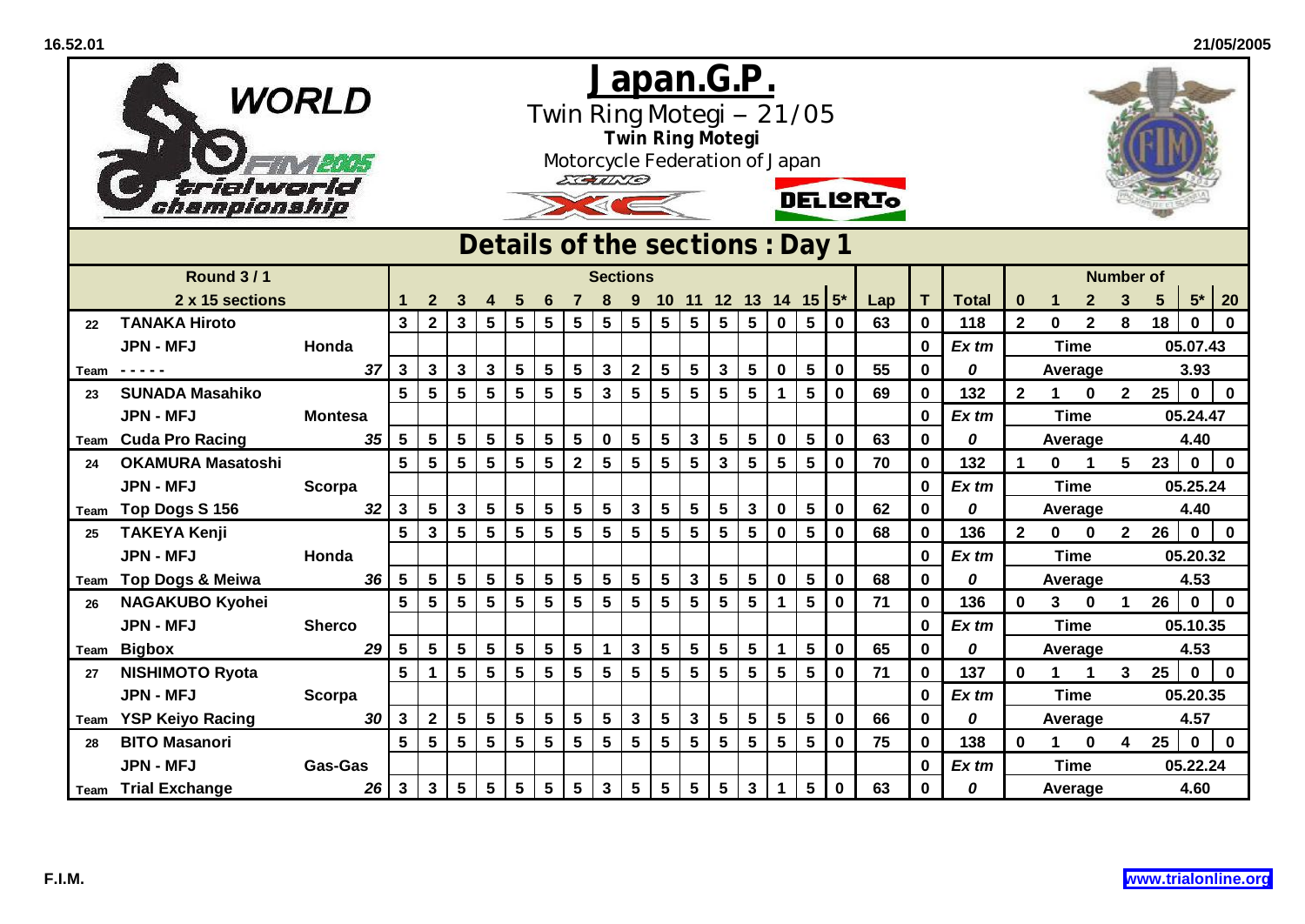# Japan.G.P.

Twin Ring Motegi – 21/05

**Twin Ring Motegi**

Motorcycle Federation of Japan

## Details of the sections : Day 1

| | Round 3 / 1 | | Sections | | | | | | | | | | | | | | | | | | | Number of | | | | | | |
|---|---|---|---|---|---|---|---|---|---|---|---|---|---|---|---|---|---|---|---|---|---|---|---|---|---|---|---|---|
| | 2 x 15 sections | | 1 | 2 | 3 | 4 | 5 | 6 | 7 | 8 | 9 | 10 | 11 | 12 | 13 | 14 | 15 | 5* | Lap | T | Total | 0 | 1 | 2 | 3 | 5 | 5* | 20 |
| 22 | TANAKA Hiroto | | 3 | 2 | 3 | 5 | 5 | 5 | 5 | 5 | 5 | 5 | 5 | 5 | 5 | 0 | 5 | 0 | 63 | 0 | 118 | 2 | 0 | 2 | 8 | 18 | 0 | 0 |
| | JPN - MFJ | Honda | | | | | | | | | | | | | | | | | | 0 | Ex tm | Time | | | | 05.07.43 | | |
| Team | - - - - - | 37 | 3 | 3 | 3 | 3 | 5 | 5 | 5 | 3 | 2 | 5 | 5 | 3 | 5 | 0 | 5 | 0 | 55 | 0 | 0 | Average | | | | 3.93 | | |
| 23 | SUNADA Masahiko | | 5 | 5 | 5 | 5 | 5 | 5 | 5 | 3 | 5 | 5 | 5 | 5 | 5 | 1 | 5 | 0 | 69 | 0 | 132 | 2 | 1 | 0 | 2 | 25 | 0 | 0 |
| | JPN - MFJ | Montesa | | | | | | | | | | | | | | | | | | 0 | Ex tm | Time | | | | 05.24.47 | | |
| Team | Cuda Pro Racing | 35 | 5 | 5 | 5 | 5 | 5 | 5 | 5 | 0 | 5 | 5 | 3 | 5 | 5 | 0 | 5 | 0 | 63 | 0 | 0 | Average | | | | 4.40 | | |
| 24 | OKAMURA Masatoshi | | 5 | 5 | 5 | 5 | 5 | 5 | 2 | 5 | 5 | 5 | 5 | 3 | 5 | 5 | 5 | 0 | 70 | 0 | 132 | 1 | 0 | 1 | 5 | 23 | 0 | 0 |
| | JPN - MFJ | Scorpa | | | | | | | | | | | | | | | | | | 0 | Ex tm | Time | | | | 05.25.24 | | |
| Team | Top Dogs S 156 | 32 | 3 | 5 | 3 | 5 | 5 | 5 | 5 | 5 | 3 | 5 | 5 | 5 | 3 | 0 | 5 | 0 | 62 | 0 | 0 | Average | | | | 4.40 | | |
| 25 | TAKEYA Kenji | | 5 | 3 | 5 | 5 | 5 | 5 | 5 | 5 | 5 | 5 | 5 | 5 | 5 | 0 | 5 | 0 | 68 | 0 | 136 | 2 | 0 | 0 | 2 | 26 | 0 | 0 |
| | JPN - MFJ | Honda | | | | | | | | | | | | | | | | | | 0 | Ex tm | Time | | | | 05.20.32 | | |
| Team | Top Dogs & Meiwa | 36 | 5 | 5 | 5 | 5 | 5 | 5 | 5 | 5 | 5 | 5 | 3 | 5 | 5 | 0 | 5 | 0 | 68 | 0 | 0 | Average | | | | 4.53 | | |
| 26 | NAGAKUBO Kyohei | | 5 | 5 | 5 | 5 | 5 | 5 | 5 | 5 | 5 | 5 | 5 | 5 | 5 | 1 | 5 | 0 | 71 | 0 | 136 | 0 | 3 | 0 | 1 | 26 | 0 | 0 |
| | JPN - MFJ | Sherco | | | | | | | | | | | | | | | | | | 0 | Ex tm | Time | | | | 05.10.35 | | |
| Team | Bigbox | 29 | 5 | 5 | 5 | 5 | 5 | 5 | 5 | 1 | 3 | 5 | 5 | 5 | 5 | 1 | 5 | 0 | 65 | 0 | 0 | Average | | | | 4.53 | | |
| 27 | NISHIMOTO Ryota | | 5 | 1 | 5 | 5 | 5 | 5 | 5 | 5 | 5 | 5 | 5 | 5 | 5 | 5 | 5 | 0 | 71 | 0 | 137 | 0 | 1 | 1 | 3 | 25 | 0 | 0 |
| | JPN - MFJ | Scorpa | | | | | | | | | | | | | | | | | | 0 | Ex tm | Time | | | | 05.20.35 | | |
| Team | YSP Keiyo Racing | 30 | 3 | 2 | 5 | 5 | 5 | 5 | 5 | 5 | 3 | 5 | 3 | 5 | 5 | 5 | 5 | 0 | 66 | 0 | 0 | Average | | | | 4.57 | | |
| 28 | BITO Masanori | | 5 | 5 | 5 | 5 | 5 | 5 | 5 | 5 | 5 | 5 | 5 | 5 | 5 | 5 | 5 | 0 | 75 | 0 | 138 | 0 | 1 | 0 | 4 | 25 | 0 | 0 |
| | JPN - MFJ | Gas-Gas | | | | | | | | | | | | | | | | | | 0 | Ex tm | Time | | | | 05.22.24 | | |
| Team | Trial Exchange | 26 | 3 | 3 | 5 | 5 | 5 | 5 | 5 | 3 | 5 | 5 | 5 | 5 | 3 | 1 | 5 | 0 | 63 | 0 | 0 | Average | | | | 4.60 | | |

F.I.M. www.trialonline.org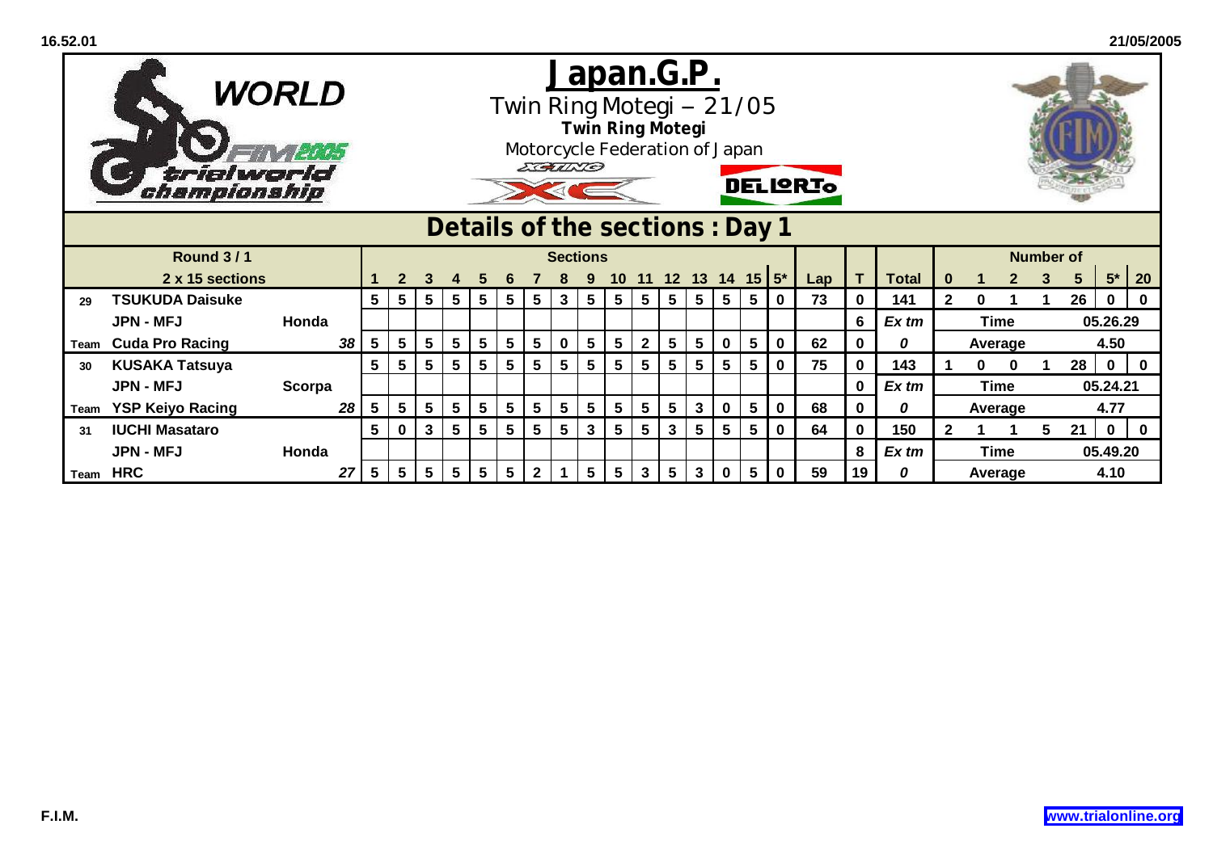# Japan.G.P.

Twin Ring Motegi – 21/05

**Twin Ring Motegi**

Motorcycle Federation of Japan

## Details of the sections : Day 1

| Round 3 / 1 | | | 1 | 2 | 3 | 4 | 5 | 6 | 7 | 8 | 9 | 10 | 11 | 12 | 13 | 14 | 15 | 5* | Lap | T | Total | 0 | 1 | 2 | 3 | 5 | 5* | 20 |
|---|---|---|---|---|---|---|---|---|---|---|---|---|---|---|---|---|---|---|---|---|---|---|---|---|---|---|---|---|
| 2 x 15 sections | | | | | | | | | | Sections | | | | | | | | | | | | Number of | | | | | | |
| 29 | TSUKUDA Daisuke | | 5 | 5 | 5 | 5 | 5 | 5 | 5 | 3 | 5 | 5 | 5 | 5 | 5 | 5 | 5 | 0 | 73 | 0 | 141 | 2 | 0 | 1 | 1 | 26 | 0 | 0 |
| | JPN - MFJ | Honda | | | | | | | | | | | | | | | | | | 6 | *Ex tm* | | Time | | | 05.26.29 | | |
| Team | Cuda Pro Racing | *38* | 5 | 5 | 5 | 5 | 5 | 5 | 5 | 0 | 5 | 5 | 2 | 5 | 5 | 0 | 5 | 0 | 62 | 0 | *0* | | Average | | | 4.50 | | |
| 30 | KUSAKA Tatsuya | | 5 | 5 | 5 | 5 | 5 | 5 | 5 | 5 | 5 | 5 | 5 | 5 | 5 | 5 | 5 | 0 | 75 | 0 | 143 | 1 | 0 | 0 | 1 | 28 | 0 | 0 |
| | JPN - MFJ | Scorpa | | | | | | | | | | | | | | | | | | 0 | *Ex tm* | | Time | | | 05.24.21 | | |
| Team | YSP Keiyo Racing | *28* | 5 | 5 | 5 | 5 | 5 | 5 | 5 | 5 | 5 | 5 | 5 | 5 | 3 | 0 | 5 | 0 | 68 | 0 | *0* | | Average | | | 4.77 | | |
| 31 | IUCHI Masataro | | 5 | 0 | 3 | 5 | 5 | 5 | 5 | 5 | 3 | 5 | 5 | 3 | 5 | 5 | 5 | 0 | 64 | 0 | 150 | 2 | 1 | 1 | 5 | 21 | 0 | 0 |
| | JPN - MFJ | Honda | | | | | | | | | | | | | | | | | | 8 | *Ex tm* | | Time | | | 05.49.20 | | |
| Team | HRC | *27* | 5 | 5 | 5 | 5 | 5 | 5 | 2 | 1 | 5 | 5 | 3 | 5 | 3 | 0 | 5 | 0 | 59 | 19 | *0* | | Average | | | 4.10 | | |

F.I.M. www.trialonline.org